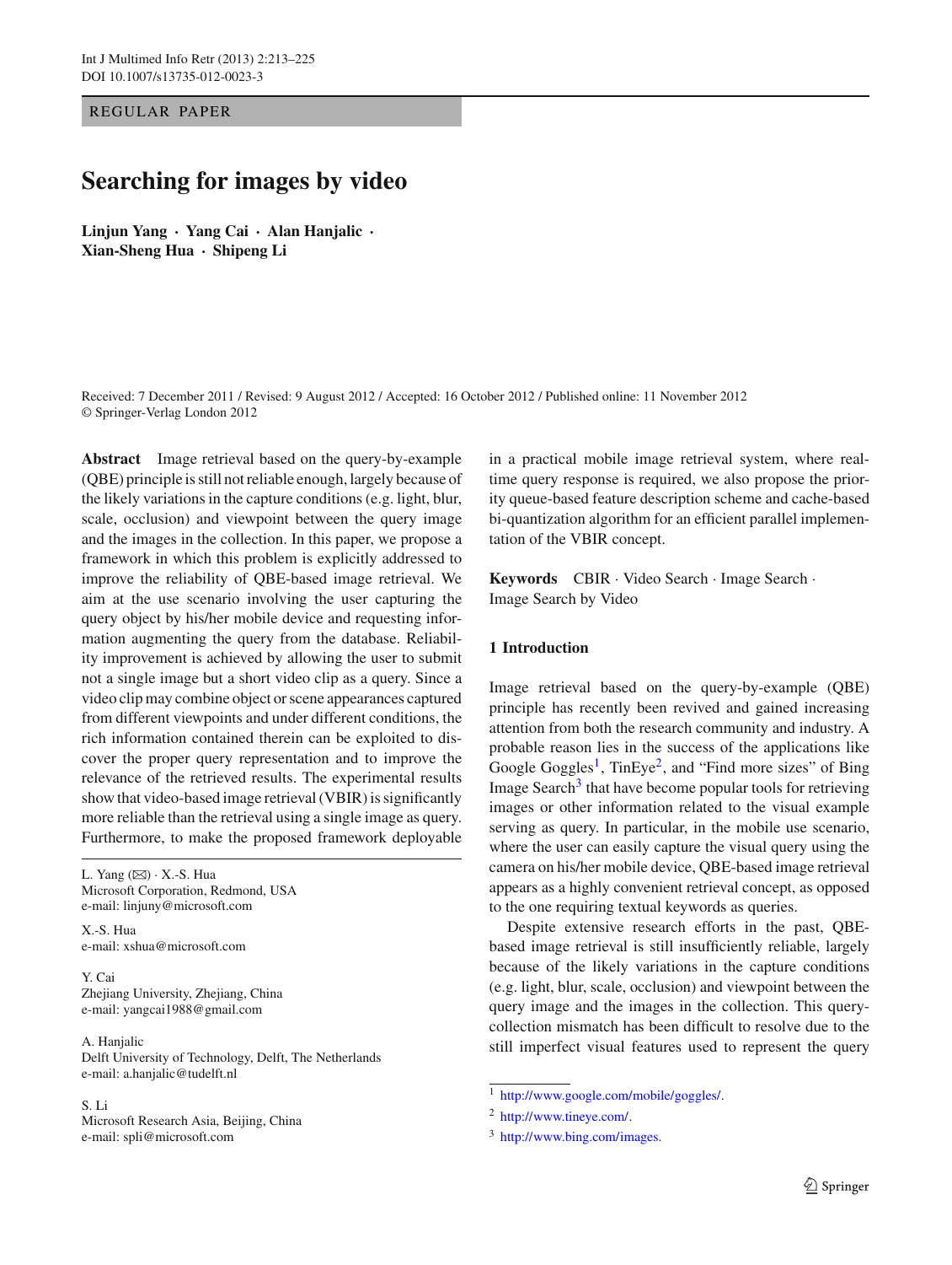REGULAR PAPER

# Searching for images by video

**Linjun Yang · Yang Cai · Alan Hanjalic · Xian-Sheng Hua · Shipeng Li**

Received: 7 December 2011 / Revised: 9 August 2012 / Accepted: 16 October 2012 / Published online: 11 November 2012
© Springer-Verlag London 2012

**Abstract** Image retrieval based on the query-by-example (QBE) principle is still not reliable enough, largely because of the likely variations in the capture conditions (e.g. light, blur, scale, occlusion) and viewpoint between the query image and the images in the collection. In this paper, we propose a framework in which this problem is explicitly addressed to improve the reliability of QBE-based image retrieval. We aim at the use scenario involving the user capturing the query object by his/her mobile device and requesting information augmenting the query from the database. Reliability improvement is achieved by allowing the user to submit not a single image but a short video clip as a query. Since a video clip may combine object or scene appearances captured from different viewpoints and under different conditions, the rich information contained therein can be exploited to discover the proper query representation and to improve the relevance of the retrieved results. The experimental results show that video-based image retrieval (VBIR) is significantly more reliable than the retrieval using a single image as query. Furthermore, to make the proposed framework deployable in a practical mobile image retrieval system, where real-time query response is required, we also propose the priority queue-based feature description scheme and cache-based bi-quantization algorithm for an efficient parallel implementation of the VBIR concept.

**Keywords** CBIR · Video Search · Image Search · Image Search by Video

L. Yang (✉) · X.-S. Hua
Microsoft Corporation, Redmond, USA
e-mail: linjuny@microsoft.com

X.-S. Hua
e-mail: xshua@microsoft.com

Y. Cai
Zhejiang University, Zhejiang, China
e-mail: yangcai1988@gmail.com

A. Hanjalic
Delft University of Technology, Delft, The Netherlands
e-mail: a.hanjalic@tudelft.nl

S. Li
Microsoft Research Asia, Beijing, China
e-mail: spli@microsoft.com

## 1 Introduction

Image retrieval based on the query-by-example (QBE) principle has recently been revived and gained increasing attention from both the research community and industry. A probable reason lies in the success of the applications like Google Goggles[1], TinEye[2], and "Find more sizes" of Bing Image Search[3] that have become popular tools for retrieving images or other information related to the visual example serving as query. In particular, in the mobile use scenario, where the user can easily capture the visual query using the camera on his/her mobile device, QBE-based image retrieval appears as a highly convenient retrieval concept, as opposed to the one requiring textual keywords as queries.

Despite extensive research efforts in the past, QBE-based image retrieval is still insufficiently reliable, largely because of the likely variations in the capture conditions (e.g. light, blur, scale, occlusion) and viewpoint between the query image and the images in the collection. This query-collection mismatch has been difficult to resolve due to the still imperfect visual features used to represent the query

[1] http://www.google.com/mobile/goggles/.

[2] http://www.tineye.com/.

[3] http://www.bing.com/images.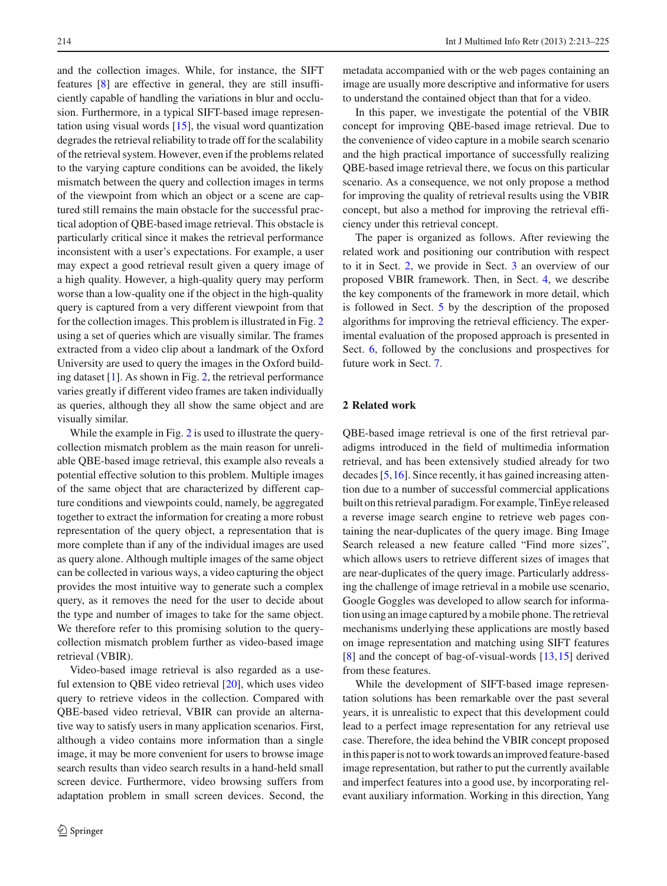and the collection images. While, for instance, the SIFT features [8] are effective in general, they are still insufficiently capable of handling the variations in blur and occlusion. Furthermore, in a typical SIFT-based image representation using visual words [15], the visual word quantization degrades the retrieval reliability to trade off for the scalability of the retrieval system. However, even if the problems related to the varying capture conditions can be avoided, the likely mismatch between the query and collection images in terms of the viewpoint from which an object or a scene are captured still remains the main obstacle for the successful practical adoption of QBE-based image retrieval. This obstacle is particularly critical since it makes the retrieval performance inconsistent with a user's expectations. For example, a user may expect a good retrieval result given a query image of a high quality. However, a high-quality query may perform worse than a low-quality one if the object in the high-quality query is captured from a very different viewpoint from that for the collection images. This problem is illustrated in Fig. 2 using a set of queries which are visually similar. The frames extracted from a video clip about a landmark of the Oxford University are used to query the images in the Oxford building dataset [1]. As shown in Fig. 2, the retrieval performance varies greatly if different video frames are taken individually as queries, although they all show the same object and are visually similar.

While the example in Fig. 2 is used to illustrate the query-collection mismatch problem as the main reason for unreliable QBE-based image retrieval, this example also reveals a potential effective solution to this problem. Multiple images of the same object that are characterized by different capture conditions and viewpoints could, namely, be aggregated together to extract the information for creating a more robust representation of the query object, a representation that is more complete than if any of the individual images are used as query alone. Although multiple images of the same object can be collected in various ways, a video capturing the object provides the most intuitive way to generate such a complex query, as it removes the need for the user to decide about the type and number of images to take for the same object. We therefore refer to this promising solution to the query-collection mismatch problem further as video-based image retrieval (VBIR).

Video-based image retrieval is also regarded as a useful extension to QBE video retrieval [20], which uses video query to retrieve videos in the collection. Compared with QBE-based video retrieval, VBIR can provide an alternative way to satisfy users in many application scenarios. First, although a video contains more information than a single image, it may be more convenient for users to browse image search results than video search results in a hand-held small screen device. Furthermore, video browsing suffers from adaptation problem in small screen devices. Second, the metadata accompanied with or the web pages containing an image are usually more descriptive and informative for users to understand the contained object than that for a video.

In this paper, we investigate the potential of the VBIR concept for improving QBE-based image retrieval. Due to the convenience of video capture in a mobile search scenario and the high practical importance of successfully realizing QBE-based image retrieval there, we focus on this particular scenario. As a consequence, we not only propose a method for improving the quality of retrieval results using the VBIR concept, but also a method for improving the retrieval efficiency under this retrieval concept.

The paper is organized as follows. After reviewing the related work and positioning our contribution with respect to it in Sect. 2, we provide in Sect. 3 an overview of our proposed VBIR framework. Then, in Sect. 4, we describe the key components of the framework in more detail, which is followed in Sect. 5 by the description of the proposed algorithms for improving the retrieval efficiency. The experimental evaluation of the proposed approach is presented in Sect. 6, followed by the conclusions and prospectives for future work in Sect. 7.

## 2 Related work

QBE-based image retrieval is one of the first retrieval paradigms introduced in the field of multimedia information retrieval, and has been extensively studied already for two decades [5,16]. Since recently, it has gained increasing attention due to a number of successful commercial applications built on this retrieval paradigm. For example, TinEye released a reverse image search engine to retrieve web pages containing the near-duplicates of the query image. Bing Image Search released a new feature called "Find more sizes", which allows users to retrieve different sizes of images that are near-duplicates of the query image. Particularly addressing the challenge of image retrieval in a mobile use scenario, Google Goggles was developed to allow search for information using an image captured by a mobile phone. The retrieval mechanisms underlying these applications are mostly based on image representation and matching using SIFT features [8] and the concept of bag-of-visual-words [13,15] derived from these features.

While the development of SIFT-based image representation solutions has been remarkable over the past several years, it is unrealistic to expect that this development could lead to a perfect image representation for any retrieval use case. Therefore, the idea behind the VBIR concept proposed in this paper is not to work towards an improved feature-based image representation, but rather to put the currently available and imperfect features into a good use, by incorporating relevant auxiliary information. Working in this direction, Yang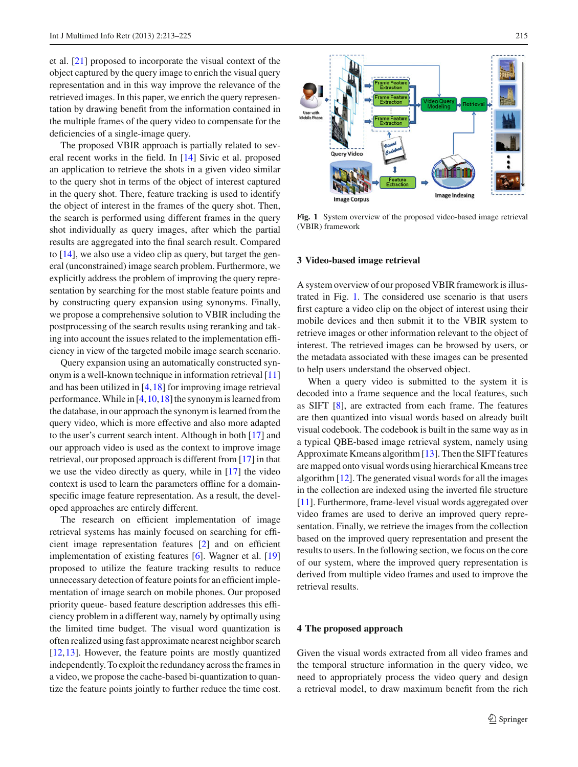et al. [21] proposed to incorporate the visual context of the object captured by the query image to enrich the visual query representation and in this way improve the relevance of the retrieved images. In this paper, we enrich the query representation by drawing benefit from the information contained in the multiple frames of the query video to compensate for the deficiencies of a single-image query.

The proposed VBIR approach is partially related to several recent works in the field. In [14] Sivic et al. proposed an application to retrieve the shots in a given video similar to the query shot in terms of the object of interest captured in the query shot. There, feature tracking is used to identify the object of interest in the frames of the query shot. Then, the search is performed using different frames in the query shot individually as query images, after which the partial results are aggregated into the final search result. Compared to [14], we also use a video clip as query, but target the general (unconstrained) image search problem. Furthermore, we explicitly address the problem of improving the query representation by searching for the most stable feature points and by constructing query expansion using synonyms. Finally, we propose a comprehensive solution to VBIR including the postprocessing of the search results using reranking and taking into account the issues related to the implementation efficiency in view of the targeted mobile image search scenario.

Query expansion using an automatically constructed synonym is a well-known technique in information retrieval [11] and has been utilized in [4,18] for improving image retrieval performance. While in [4,10,18] the synonym is learned from the database, in our approach the synonym is learned from the query video, which is more effective and also more adapted to the user's current search intent. Although in both [17] and our approach video is used as the context to improve image retrieval, our proposed approach is different from [17] in that we use the video directly as query, while in [17] the video context is used to learn the parameters offline for a domain-specific image feature representation. As a result, the developed approaches are entirely different.

The research on efficient implementation of image retrieval systems has mainly focused on searching for efficient image representation features [2] and on efficient implementation of existing features [6]. Wagner et al. [19] proposed to utilize the feature tracking results to reduce unnecessary detection of feature points for an efficient implementation of image search on mobile phones. Our proposed priority queue- based feature description addresses this efficiency problem in a different way, namely by optimally using the limited time budget. The visual word quantization is often realized using fast approximate nearest neighbor search [12,13]. However, the feature points are mostly quantized independently. To exploit the redundancy across the frames in a video, we propose the cache-based bi-quantization to quantize the feature points jointly to further reduce the time cost.

Fig. 1 System overview of the proposed video-based image retrieval (VBIR) framework

## 3 Video-based image retrieval

A system overview of our proposed VBIR framework is illustrated in Fig. 1. The considered use scenario is that users first capture a video clip on the object of interest using their mobile devices and then submit it to the VBIR system to retrieve images or other information relevant to the object of interest. The retrieved images can be browsed by users, or the metadata associated with these images can be presented to help users understand the observed object.

When a query video is submitted to the system it is decoded into a frame sequence and the local features, such as SIFT [8], are extracted from each frame. The features are then quantized into visual words based on already built visual codebook. The codebook is built in the same way as in a typical QBE-based image retrieval system, namely using Approximate Kmeans algorithm [13]. Then the SIFT features are mapped onto visual words using hierarchical Kmeans tree algorithm [12]. The generated visual words for all the images in the collection are indexed using the inverted file structure [11]. Furthermore, frame-level visual words aggregated over video frames are used to derive an improved query representation. Finally, we retrieve the images from the collection based on the improved query representation and present the results to users. In the following section, we focus on the core of our system, where the improved query representation is derived from multiple video frames and used to improve the retrieval results.

## 4 The proposed approach

Given the visual words extracted from all video frames and the temporal structure information in the query video, we need to appropriately process the video query and design a retrieval model, to draw maximum benefit from the rich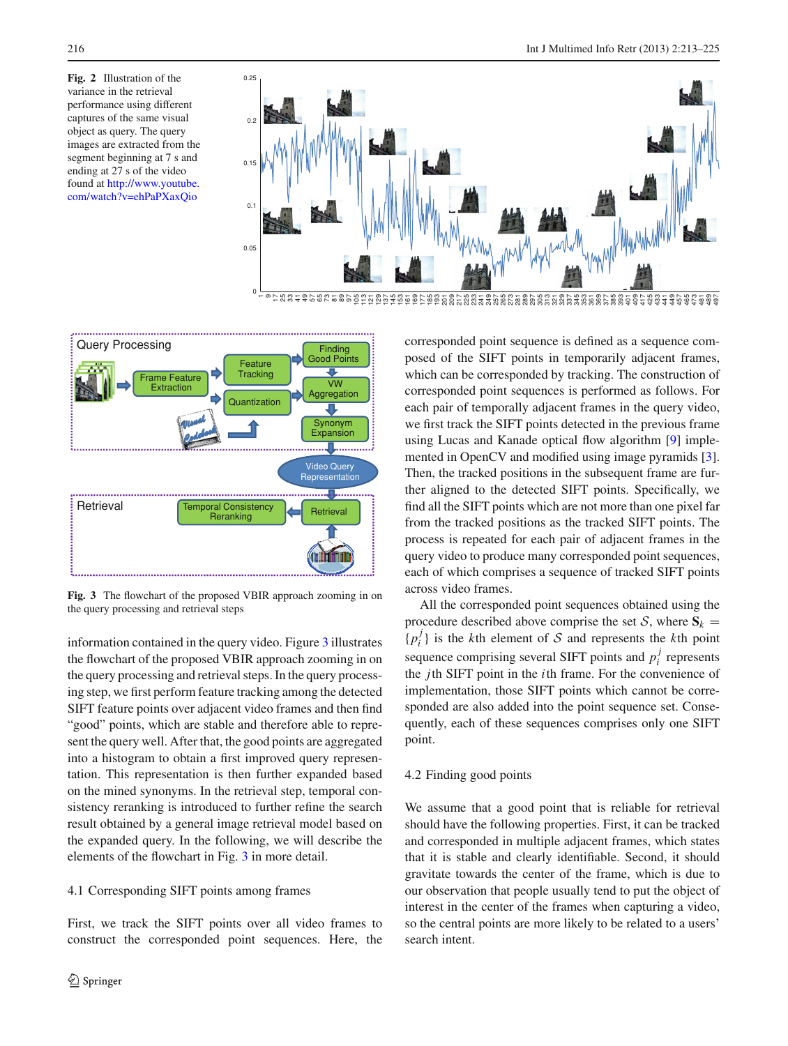**Fig. 2** Illustration of the variance in the retrieval performance using different captures of the same visual object as query. The query images are extracted from the segment beginning at 7 s and ending at 27 s of the video found at http://www.youtube.com/watch?v=ehPaPXaxQio

**Fig. 3** The flowchart of the proposed VBIR approach zooming in on the query processing and retrieval steps

information contained in the query video. Figure 3 illustrates the flowchart of the proposed VBIR approach zooming in on the query processing and retrieval steps. In the query processing step, we first perform feature tracking among the detected SIFT feature points over adjacent video frames and then find "good" points, which are stable and therefore able to represent the query well. After that, the good points are aggregated into a histogram to obtain a first improved query representation. This representation is then further expanded based on the mined synonyms. In the retrieval step, temporal consistency reranking is introduced to further refine the search result obtained by a general image retrieval model based on the expanded query. In the following, we will describe the elements of the flowchart in Fig. 3 in more detail.

### 4.1 Corresponding SIFT points among frames

First, we track the SIFT points over all video frames to construct the corresponded point sequences. Here, the corresponded point sequence is defined as a sequence composed of the SIFT points in temporarily adjacent frames, which can be corresponded by tracking. The construction of corresponded point sequences is performed as follows. For each pair of temporally adjacent frames in the query video, we first track the SIFT points detected in the previous frame using Lucas and Kanade optical flow algorithm [9] implemented in OpenCV and modified using image pyramids [3]. Then, the tracked positions in the subsequent frame are further aligned to the detected SIFT points. Specifically, we find all the SIFT points which are not more than one pixel far from the tracked positions as the tracked SIFT points. The process is repeated for each pair of adjacent frames in the query video to produce many corresponded point sequences, each of which comprises a sequence of tracked SIFT points across video frames.

All the corresponded point sequences obtained using the procedure described above comprise the set $\mathcal{S}$, where $\mathbf{S}_k = \{p_i^j\}$ is the $k$th element of $\mathcal{S}$ and represents the $k$th point sequence comprising several SIFT points and $p_i^j$ represents the $j$th SIFT point in the $i$th frame. For the convenience of implementation, those SIFT points which cannot be corresponded are also added into the point sequence set. Consequently, each of these sequences comprises only one SIFT point.

### 4.2 Finding good points

We assume that a good point that is reliable for retrieval should have the following properties. First, it can be tracked and corresponded in multiple adjacent frames, which states that it is stable and clearly identifiable. Second, it should gravitate towards the center of the frame, which is due to our observation that people usually tend to put the object of interest in the center of the frames when capturing a video, so the central points are more likely to be related to a users' search intent.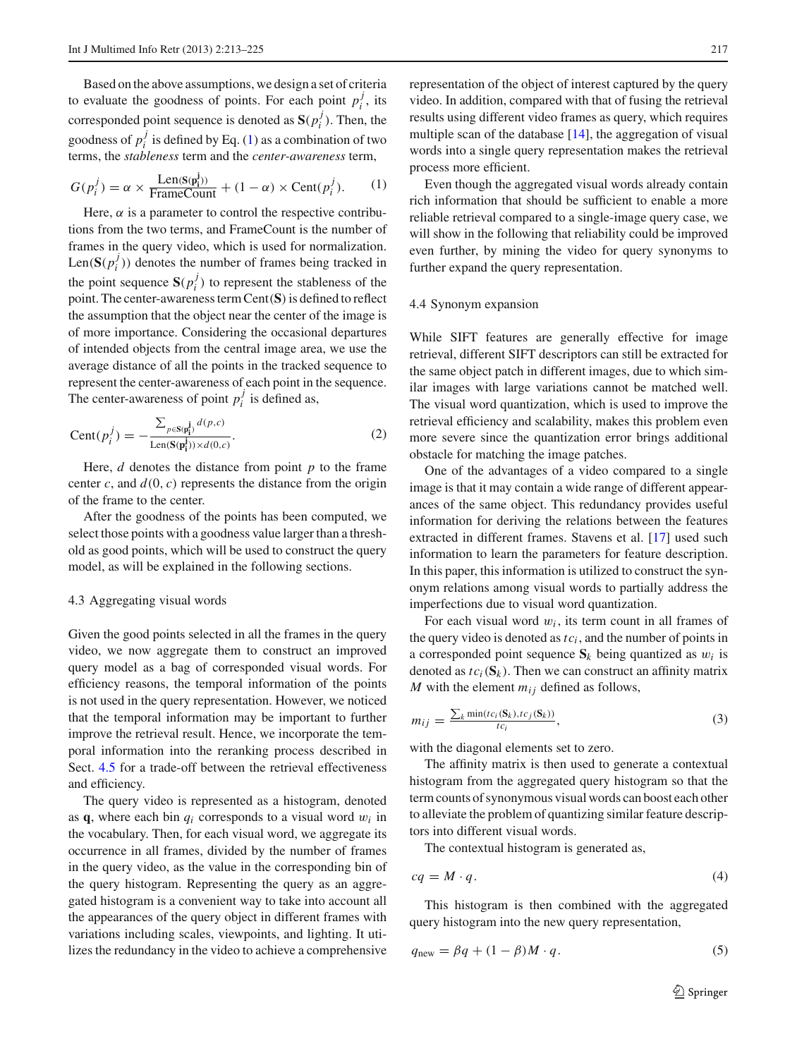Based on the above assumptions, we design a set of criteria to evaluate the goodness of points. For each point $p_i^j$, its corresponded point sequence is denoted as $\mathbf{S}(p_i^j)$. Then, the goodness of $p_i^j$ is defined by Eq. (1) as a combination of two terms, the *stableness* term and the *center-awareness* term,

$$G(p_i^j) = \alpha \times \frac{\text{Len}(\mathbf{S}(\mathbf{p_i^j}))}{\text{FrameCount}} + (1 - \alpha) \times \text{Cent}(p_i^j). \tag{1}$$

Here, $\alpha$ is a parameter to control the respective contributions from the two terms, and FrameCount is the number of frames in the query video, which is used for normalization. $\text{Len}(\mathbf{S}(p_i^j))$ denotes the number of frames being tracked in the point sequence $\mathbf{S}(p_i^j)$ to represent the stableness of the point. The center-awareness term $\text{Cent}(\mathbf{S})$ is defined to reflect the assumption that the object near the center of the image is of more importance. Considering the occasional departures of intended objects from the central image area, we use the average distance of all the points in the tracked sequence to represent the center-awareness of each point in the sequence. The center-awareness of point $p_i^j$ is defined as,

$$\text{Cent}(p_i^j) = -\frac{\sum_{p \in \mathbf{S}(\mathbf{p_i^j})} d(p, c)}{\text{Len}(\mathbf{S}(\mathbf{p_i^j})) \times d(0, c)}. \tag{2}$$

Here, $d$ denotes the distance from point $p$ to the frame center $c$, and $d(0, c)$ represents the distance from the origin of the frame to the center.

After the goodness of the points has been computed, we select those points with a goodness value larger than a threshold as good points, which will be used to construct the query model, as will be explained in the following sections.

### 4.3 Aggregating visual words

Given the good points selected in all the frames in the query video, we now aggregate them to construct an improved query model as a bag of corresponded visual words. For efficiency reasons, the temporal information of the points is not used in the query representation. However, we noticed that the temporal information may be important to further improve the retrieval result. Hence, we incorporate the temporal information into the reranking process described in Sect. 4.5 for a trade-off between the retrieval effectiveness and efficiency.

The query video is represented as a histogram, denoted as $\mathbf{q}$, where each bin $q_i$ corresponds to a visual word $w_i$ in the vocabulary. Then, for each visual word, we aggregate its occurrence in all frames, divided by the number of frames in the query video, as the value in the corresponding bin of the query histogram. Representing the query as an aggregated histogram is a convenient way to take into account all the appearances of the query object in different frames with variations including scales, viewpoints, and lighting. It utilizes the redundancy in the video to achieve a comprehensive representation of the object of interest captured by the query video. In addition, compared with that of fusing the retrieval results using different video frames as query, which requires multiple scan of the database [14], the aggregation of visual words into a single query representation makes the retrieval process more efficient.

Even though the aggregated visual words already contain rich information that should be sufficient to enable a more reliable retrieval compared to a single-image query case, we will show in the following that reliability could be improved even further, by mining the video for query synonyms to further expand the query representation.

### 4.4 Synonym expansion

While SIFT features are generally effective for image retrieval, different SIFT descriptors can still be extracted for the same object patch in different images, due to which similar images with large variations cannot be matched well. The visual word quantization, which is used to improve the retrieval efficiency and scalability, makes this problem even more severe since the quantization error brings additional obstacle for matching the image patches.

One of the advantages of a video compared to a single image is that it may contain a wide range of different appearances of the same object. This redundancy provides useful information for deriving the relations between the features extracted in different frames. Stavens et al. [17] used such information to learn the parameters for feature description. In this paper, this information is utilized to construct the synonym relations among visual words to partially address the imperfections due to visual word quantization.

For each visual word $w_i$, its term count in all frames of the query video is denoted as $tc_i$, and the number of points in a corresponded point sequence $\mathbf{S}_k$ being quantized as $w_i$ is denoted as $tc_i(\mathbf{S}_k)$. Then we can construct an affinity matrix $M$ with the element $m_{ij}$ defined as follows,

$$m_{ij} = \frac{\sum_k \min(tc_i(\mathbf{S}_k), tc_j(\mathbf{S}_k))}{tc_i}, \tag{3}$$

with the diagonal elements set to zero.

The affinity matrix is then used to generate a contextual histogram from the aggregated query histogram so that the term counts of synonymous visual words can boost each other to alleviate the problem of quantizing similar feature descriptors into different visual words.

The contextual histogram is generated as,

$$cq = M \cdot q. \tag{4}$$

This histogram is then combined with the aggregated query histogram into the new query representation,

$$q_{\text{new}} = \beta q + (1 - \beta) M \cdot q. \tag{5}$$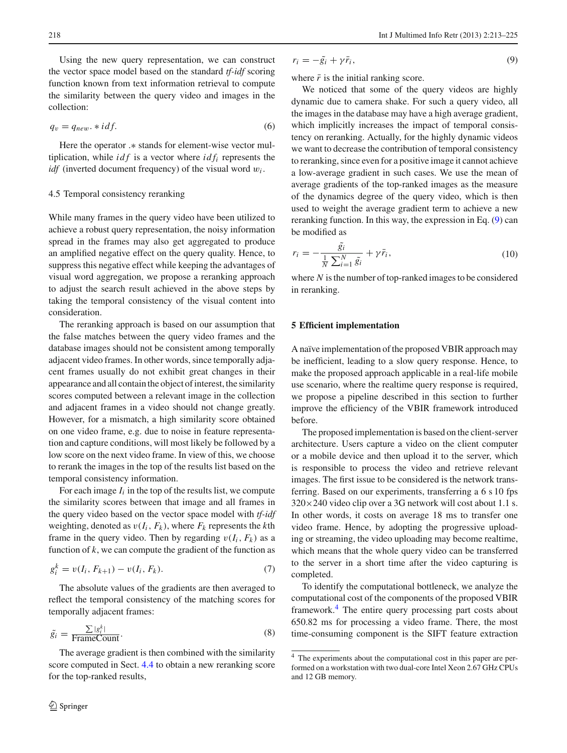Using the new query representation, we can construct the vector space model based on the standard *tf-idf* scoring function known from text information retrieval to compute the similarity between the query video and images in the collection:

$$q_v = q_{new}.*idf. \tag{6}$$

Here the operator $.*$ stands for element-wise vector multiplication, while $idf$ is a vector where $idf_i$ represents the *idf* (inverted document frequency) of the visual word $w_i$.

### 4.5 Temporal consistency reranking

While many frames in the query video have been utilized to achieve a robust query representation, the noisy information spread in the frames may also get aggregated to produce an amplified negative effect on the query quality. Hence, to suppress this negative effect while keeping the advantages of visual word aggregation, we propose a reranking approach to adjust the search result achieved in the above steps by taking the temporal consistency of the visual content into consideration.

The reranking approach is based on our assumption that the false matches between the query video frames and the database images should not be consistent among temporally adjacent video frames. In other words, since temporally adjacent frames usually do not exhibit great changes in their appearance and all contain the object of interest, the similarity scores computed between a relevant image in the collection and adjacent frames in a video should not change greatly. However, for a mismatch, a high similarity score obtained on one video frame, e.g. due to noise in feature representation and capture conditions, will most likely be followed by a low score on the next video frame. In view of this, we choose to rerank the images in the top of the results list based on the temporal consistency information.

For each image $I_i$ in the top of the results list, we compute the similarity scores between that image and all frames in the query video based on the vector space model with *tf-idf* weighting, denoted as $v(I_i, F_k)$, where $F_k$ represents the $k$th frame in the query video. Then by regarding $v(I_i, F_k)$ as a function of $k$, we can compute the gradient of the function as

$$g_i^k = v(I_i, F_{k+1}) - v(I_i, F_k). \tag{7}$$

The absolute values of the gradients are then averaged to reflect the temporal consistency of the matching scores for temporally adjacent frames:

$$\tilde{g}_i = \frac{\sum |g_i^k|}{\text{FrameCount}}. \tag{8}$$

The average gradient is then combined with the similarity score computed in Sect. 4.4 to obtain a new reranking score for the top-ranked results,

$$r_i = -\tilde{g}_i + \gamma \bar{r}_i, \tag{9}$$

where $\bar{r}$ is the initial ranking score.

We noticed that some of the query videos are highly dynamic due to camera shake. For such a query video, all the images in the database may have a high average gradient, which implicitly increases the impact of temporal consistency on reranking. Actually, for the highly dynamic videos we want to decrease the contribution of temporal consistency to reranking, since even for a positive image it cannot achieve a low-average gradient in such cases. We use the mean of average gradients of the top-ranked images as the measure of the dynamics degree of the query video, which is then used to weight the average gradient term to achieve a new reranking function. In this way, the expression in Eq. (9) can be modified as

$$r_i = -\frac{\tilde{g}_i}{\frac{1}{N}\sum_{i=1}^{N} \tilde{g}_i} + \gamma \bar{r}_i, \tag{10}$$

where $N$ is the number of top-ranked images to be considered in reranking.

## 5 Efficient implementation

A naïve implementation of the proposed VBIR approach may be inefficient, leading to a slow query response. Hence, to make the proposed approach applicable in a real-life mobile use scenario, where the realtime query response is required, we propose a pipeline described in this section to further improve the efficiency of the VBIR framework introduced before.

The proposed implementation is based on the client-server architecture. Users capture a video on the client computer or a mobile device and then upload it to the server, which is responsible to process the video and retrieve relevant images. The first issue to be considered is the network transferring. Based on our experiments, transferring a 6 s 10 fps 320×240 video clip over a 3G network will cost about 1.1 s. In other words, it costs on average 18 ms to transfer one video frame. Hence, by adopting the progressive uploading or streaming, the video uploading may become realtime, which means that the whole query video can be transferred to the server in a short time after the video capturing is completed.

To identify the computational bottleneck, we analyze the computational cost of the components of the proposed VBIR framework.[4] The entire query processing part costs about 650.82 ms for processing a video frame. There, the most time-consuming component is the SIFT feature extraction

[4] The experiments about the computational cost in this paper are performed on a workstation with two dual-core Intel Xeon 2.67 GHz CPUs and 12 GB memory.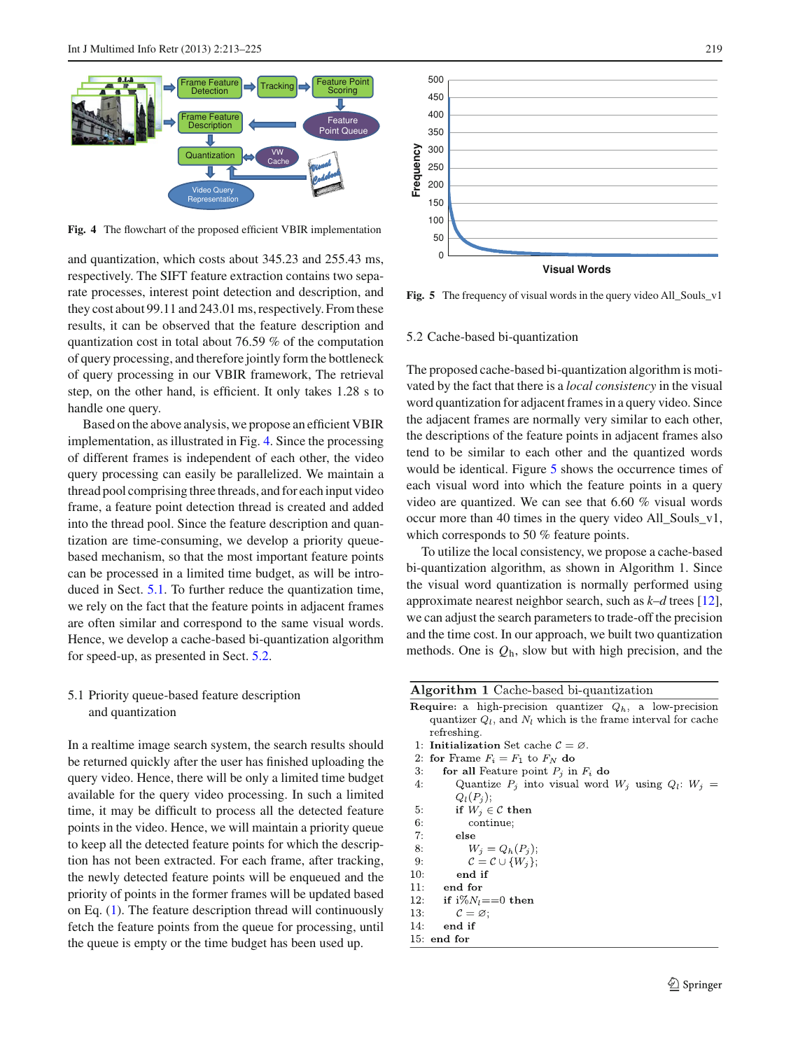Fig. 4 The flowchart of the proposed efficient VBIR implementation

and quantization, which costs about 345.23 and 255.43 ms, respectively. The SIFT feature extraction contains two separate processes, interest point detection and description, and they cost about 99.11 and 243.01 ms, respectively. From these results, it can be observed that the feature description and quantization cost in total about 76.59 % of the computation of query processing, and therefore jointly form the bottleneck of query processing in our VBIR framework, The retrieval step, on the other hand, is efficient. It only takes 1.28 s to handle one query.

Based on the above analysis, we propose an efficient VBIR implementation, as illustrated in Fig. 4. Since the processing of different frames is independent of each other, the video query processing can easily be parallelized. We maintain a thread pool comprising three threads, and for each input video frame, a feature point detection thread is created and added into the thread pool. Since the feature description and quantization are time-consuming, we develop a priority queue-based mechanism, so that the most important feature points can be processed in a limited time budget, as will be introduced in Sect. 5.1. To further reduce the quantization time, we rely on the fact that the feature points in adjacent frames are often similar and correspond to the same visual words. Hence, we develop a cache-based bi-quantization algorithm for speed-up, as presented in Sect. 5.2.

### 5.1 Priority queue-based feature description and quantization

In a realtime image search system, the search results should be returned quickly after the user has finished uploading the query video. Hence, there will be only a limited time budget available for the query video processing. In such a limited time, it may be difficult to process all the detected feature points in the video. Hence, we will maintain a priority queue to keep all the detected feature points for which the description has not been extracted. For each frame, after tracking, the newly detected feature points will be enqueued and the priority of points in the former frames will be updated based on Eq. (1). The feature description thread will continuously fetch the feature points from the queue for processing, until the queue is empty or the time budget has been used up.

Fig. 5 The frequency of visual words in the query video All_Souls_v1

### 5.2 Cache-based bi-quantization

The proposed cache-based bi-quantization algorithm is motivated by the fact that there is a *local consistency* in the visual word quantization for adjacent frames in a query video. Since the adjacent frames are normally very similar to each other, the descriptions of the feature points in adjacent frames also tend to be similar to each other and the quantized words would be identical. Figure 5 shows the occurrence times of each visual word into which the feature points in a query video are quantized. We can see that 6.60 % visual words occur more than 40 times in the query video All_Souls_v1, which corresponds to 50 % feature points.

To utilize the local consistency, we propose a cache-based bi-quantization algorithm, as shown in Algorithm 1. Since the visual word quantization is normally performed using approximate nearest neighbor search, such as *k–d* trees [12], we can adjust the search parameters to trade-off the precision and the time cost. In our approach, we built two quantization methods. One is $Q_h$, slow but with high precision, and the

**Algorithm 1** Cache-based bi-quantization

**Require:** a high-precision quantizer $Q_h$, a low-precision quantizer $Q_l$, and $N_l$ which is the frame interval for cache refreshing.

1: **Initialization** Set cache $\mathcal{C} = \varnothing$.
2: **for** Frame $F_i = F_1$ to $F_N$ **do**
3: &nbsp;&nbsp;&nbsp;**for all** Feature point $P_j$ in $F_i$ **do**
4: &nbsp;&nbsp;&nbsp;&nbsp;&nbsp;&nbsp;Quantize $P_j$ into visual word $W_j$ using $Q_l$: $W_j = Q_l(P_j)$;
5: &nbsp;&nbsp;&nbsp;&nbsp;&nbsp;&nbsp;**if** $W_j \in \mathcal{C}$ **then**
6: &nbsp;&nbsp;&nbsp;&nbsp;&nbsp;&nbsp;&nbsp;&nbsp;&nbsp;continue;
7: &nbsp;&nbsp;&nbsp;&nbsp;&nbsp;&nbsp;**else**
8: &nbsp;&nbsp;&nbsp;&nbsp;&nbsp;&nbsp;&nbsp;&nbsp;&nbsp;$W_j = Q_h(P_j)$;
9: &nbsp;&nbsp;&nbsp;&nbsp;&nbsp;&nbsp;&nbsp;&nbsp;&nbsp;$\mathcal{C} = \mathcal{C} \cup \{W_j\}$;
10: &nbsp;&nbsp;&nbsp;&nbsp;&nbsp;&nbsp;**end if**
11: &nbsp;&nbsp;&nbsp;**end for**
12: &nbsp;&nbsp;&nbsp;**if** $i \% N_l == 0$ **then**
13: &nbsp;&nbsp;&nbsp;&nbsp;&nbsp;&nbsp;$\mathcal{C} = \varnothing$;
14: &nbsp;&nbsp;&nbsp;**end if**
15: **end for**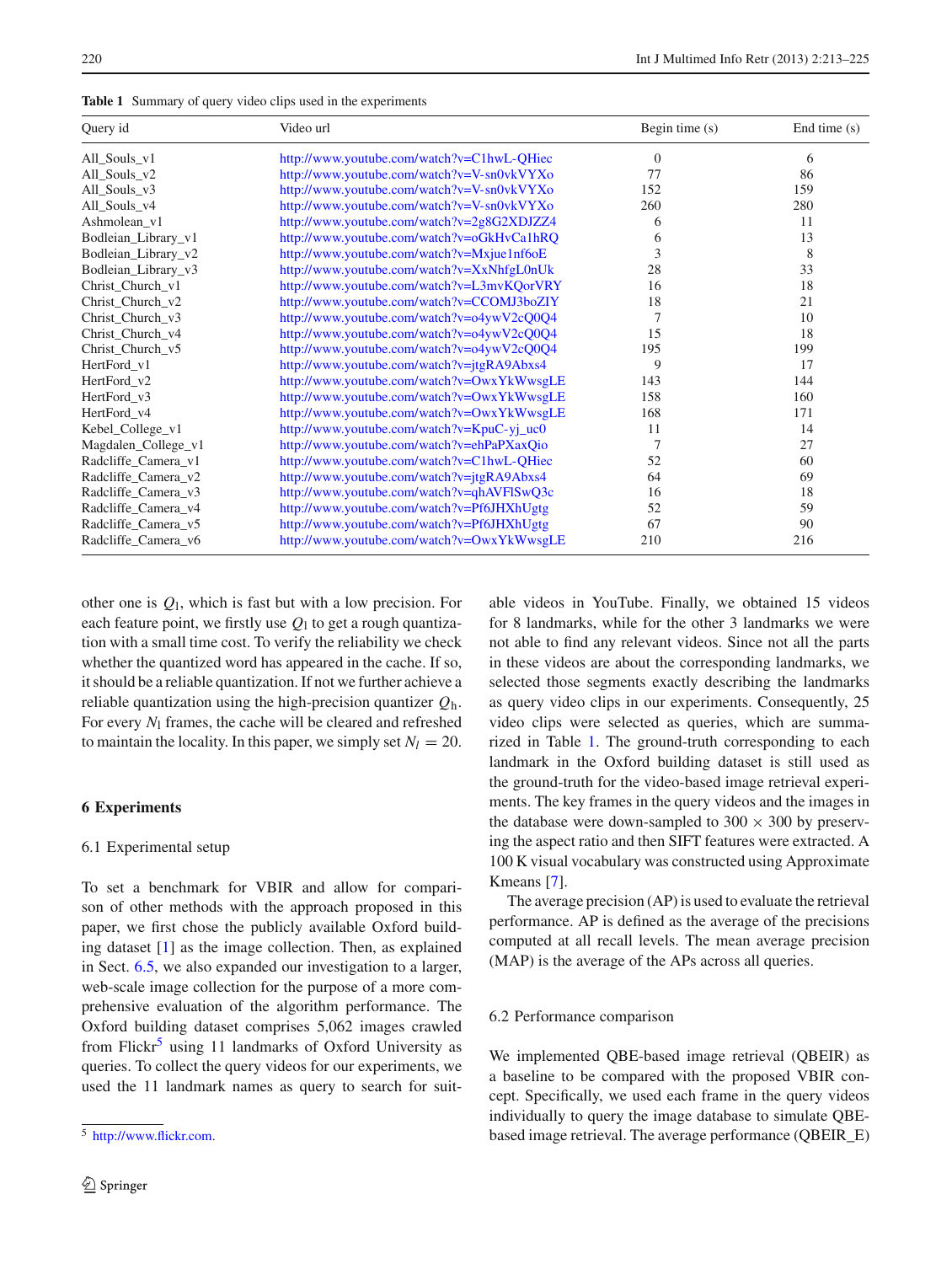**Table 1** Summary of query video clips used in the experiments

| Query id | Video url | Begin time (s) | End time (s) |
|---|---|---|---|
| All_Souls_v1 | http://www.youtube.com/watch?v=C1hwL-QHiec | 0 | 6 |
| All_Souls_v2 | http://www.youtube.com/watch?v=V-sn0vkVYXo | 77 | 86 |
| All_Souls_v3 | http://www.youtube.com/watch?v=V-sn0vkVYXo | 152 | 159 |
| All_Souls_v4 | http://www.youtube.com/watch?v=V-sn0vkVYXo | 260 | 280 |
| Ashmolean_v1 | http://www.youtube.com/watch?v=2g8G2XDJZZ4 | 6 | 11 |
| Bodleian_Library_v1 | http://www.youtube.com/watch?v=oGkHvCa1hRQ | 6 | 13 |
| Bodleian_Library_v2 | http://www.youtube.com/watch?v=Mxjue1nf6oE | 3 | 8 |
| Bodleian_Library_v3 | http://www.youtube.com/watch?v=XxNhfgL0nUk | 28 | 33 |
| Christ_Church_v1 | http://www.youtube.com/watch?v=L3mvKQorVRY | 16 | 18 |
| Christ_Church_v2 | http://www.youtube.com/watch?v=CCOMJ3boZIY | 18 | 21 |
| Christ_Church_v3 | http://www.youtube.com/watch?v=o4ywV2cQ0Q4 | 7 | 10 |
| Christ_Church_v4 | http://www.youtube.com/watch?v=o4ywV2cQ0Q4 | 15 | 18 |
| Christ_Church_v5 | http://www.youtube.com/watch?v=o4ywV2cQ0Q4 | 195 | 199 |
| HertFord_v1 | http://www.youtube.com/watch?v=jtgRA9Abxs4 | 9 | 17 |
| HertFord_v2 | http://www.youtube.com/watch?v=OwxYkWwsgLE | 143 | 144 |
| HertFord_v3 | http://www.youtube.com/watch?v=OwxYkWwsgLE | 158 | 160 |
| HertFord_v4 | http://www.youtube.com/watch?v=OwxYkWwsgLE | 168 | 171 |
| Kebel_College_v1 | http://www.youtube.com/watch?v=KpuC-yj_uc0 | 11 | 14 |
| Magdalen_College_v1 | http://www.youtube.com/watch?v=ehPaPXaxQio | 7 | 27 |
| Radcliffe_Camera_v1 | http://www.youtube.com/watch?v=C1hwL-QHiec | 52 | 60 |
| Radcliffe_Camera_v2 | http://www.youtube.com/watch?v=jtgRA9Abxs4 | 64 | 69 |
| Radcliffe_Camera_v3 | http://www.youtube.com/watch?v=qhAVFlSwQ3c | 16 | 18 |
| Radcliffe_Camera_v4 | http://www.youtube.com/watch?v=Pf6JHXhUgtg | 52 | 59 |
| Radcliffe_Camera_v5 | http://www.youtube.com/watch?v=Pf6JHXhUgtg | 67 | 90 |
| Radcliffe_Camera_v6 | http://www.youtube.com/watch?v=OwxYkWwsgLE | 210 | 216 |

other one is $Q_\mathrm{l}$, which is fast but with a low precision. For each feature point, we firstly use $Q_\mathrm{l}$ to get a rough quantization with a small time cost. To verify the reliability we check whether the quantized word has appeared in the cache. If so, it should be a reliable quantization. If not we further achieve a reliable quantization using the high-precision quantizer $Q_\mathrm{h}$. For every $N_\mathrm{l}$ frames, the cache will be cleared and refreshed to maintain the locality. In this paper, we simply set $N_l = 20$.

## 6 Experiments

### 6.1 Experimental setup

To set a benchmark for VBIR and allow for comparison of other methods with the approach proposed in this paper, we first chose the publicly available Oxford building dataset [1] as the image collection. Then, as explained in Sect. 6.5, we also expanded our investigation to a larger, web-scale image collection for the purpose of a more comprehensive evaluation of the algorithm performance. The Oxford building dataset comprises 5,062 images crawled from Flickr[5] using 11 landmarks of Oxford University as queries. To collect the query videos for our experiments, we used the 11 landmark names as query to search for suitable videos in YouTube. Finally, we obtained 15 videos for 8 landmarks, while for the other 3 landmarks we were not able to find any relevant videos. Since not all the parts in these videos are about the corresponding landmarks, we selected those segments exactly describing the landmarks as query video clips in our experiments. Consequently, 25 video clips were selected as queries, which are summarized in Table 1. The ground-truth corresponding to each landmark in the Oxford building dataset is still used as the ground-truth for the video-based image retrieval experiments. The key frames in the query videos and the images in the database were down-sampled to 300 × 300 by preserving the aspect ratio and then SIFT features were extracted. A 100 K visual vocabulary was constructed using Approximate Kmeans [7].

The average precision (AP) is used to evaluate the retrieval performance. AP is defined as the average of the precisions computed at all recall levels. The mean average precision (MAP) is the average of the APs across all queries.

### 6.2 Performance comparison

We implemented QBE-based image retrieval (QBEIR) as a baseline to be compared with the proposed VBIR concept. Specifically, we used each frame in the query videos individually to query the image database to simulate QBE-based image retrieval. The average performance (QBEIR_E)

[5] http://www.flickr.com.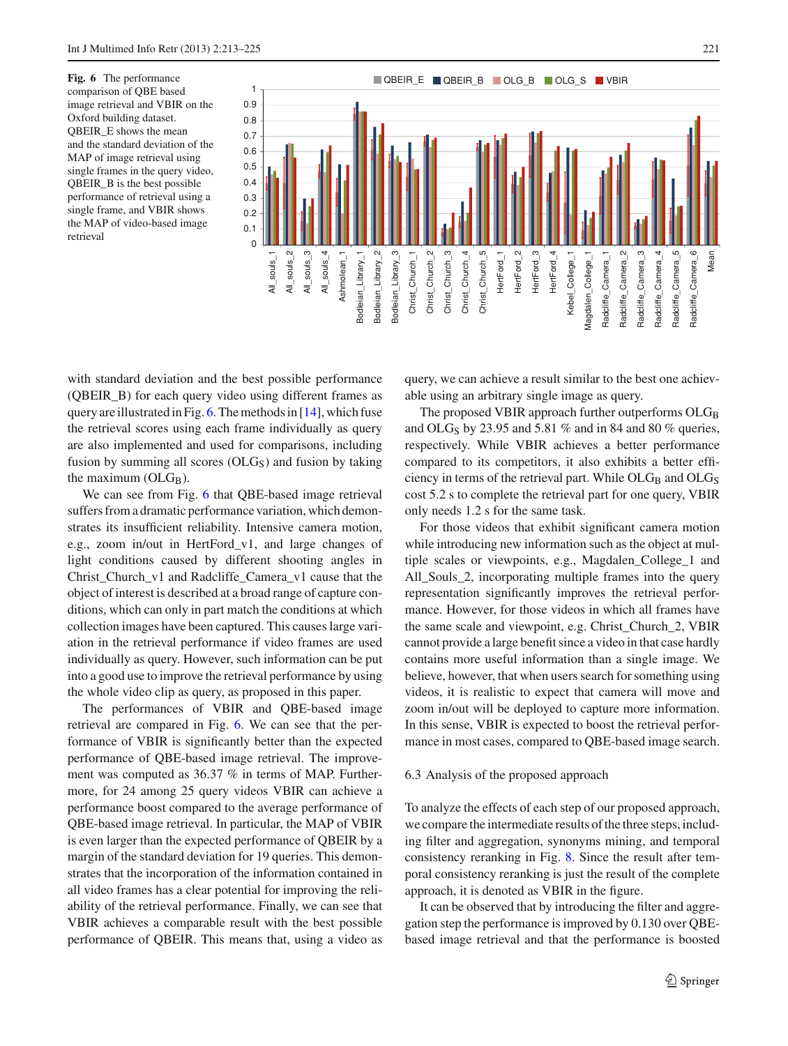**Fig. 6** The performance comparison of QBE based image retrieval and VBIR on the Oxford building dataset. QBEIR_E shows the mean and the standard deviation of the MAP of image retrieval using single frames in the query video, QBEIR_B is the best possible performance of retrieval using a single frame, and VBIR shows the MAP of video-based image retrieval

with standard deviation and the best possible performance (QBEIR_B) for each query video using different frames as query are illustrated in Fig. 6. The methods in [14], which fuse the retrieval scores using each frame individually as query are also implemented and used for comparisons, including fusion by summing all scores ($OLG_S$) and fusion by taking the maximum ($OLG_B$).

We can see from Fig. 6 that QBE-based image retrieval suffers from a dramatic performance variation, which demonstrates its insufficient reliability. Intensive camera motion, e.g., zoom in/out in HertFord_v1, and large changes of light conditions caused by different shooting angles in Christ_Church_v1 and Radcliffe_Camera_v1 cause that the object of interest is described at a broad range of capture conditions, which can only in part match the conditions at which collection images have been captured. This causes large variation in the retrieval performance if video frames are used individually as query. However, such information can be put into a good use to improve the retrieval performance by using the whole video clip as query, as proposed in this paper.

The performances of VBIR and QBE-based image retrieval are compared in Fig. 6. We can see that the performance of VBIR is significantly better than the expected performance of QBE-based image retrieval. The improvement was computed as 36.37 % in terms of MAP. Furthermore, for 24 among 25 query videos VBIR can achieve a performance boost compared to the average performance of QBE-based image retrieval. In particular, the MAP of VBIR is even larger than the expected performance of QBEIR by a margin of the standard deviation for 19 queries. This demonstrates that the incorporation of the information contained in all video frames has a clear potential for improving the reliability of the retrieval performance. Finally, we can see that VBIR achieves a comparable result with the best possible performance of QBEIR. This means that, using a video as query, we can achieve a result similar to the best one achievable using an arbitrary single image as query.

The proposed VBIR approach further outperforms $OLG_B$ and $OLG_S$ by 23.95 and 5.81 % and in 84 and 80 % queries, respectively. While VBIR achieves a better performance compared to its competitors, it also exhibits a better efficiency in terms of the retrieval part. While $OLG_B$ and $OLG_S$ cost 5.2 s to complete the retrieval part for one query, VBIR only needs 1.2 s for the same task.

For those videos that exhibit significant camera motion while introducing new information such as the object at multiple scales or viewpoints, e.g., Magdalen_College_1 and All_Souls_2, incorporating multiple frames into the query representation significantly improves the retrieval performance. However, for those videos in which all frames have the same scale and viewpoint, e.g. Christ_Church_2, VBIR cannot provide a large benefit since a video in that case hardly contains more useful information than a single image. We believe, however, that when users search for something using videos, it is realistic to expect that camera will move and zoom in/out will be deployed to capture more information. In this sense, VBIR is expected to boost the retrieval performance in most cases, compared to QBE-based image search.

### 6.3 Analysis of the proposed approach

To analyze the effects of each step of our proposed approach, we compare the intermediate results of the three steps, including filter and aggregation, synonyms mining, and temporal consistency reranking in Fig. 8. Since the result after temporal consistency reranking is just the result of the complete approach, it is denoted as VBIR in the figure.

It can be observed that by introducing the filter and aggregation step the performance is improved by 0.130 over QBE-based image retrieval and that the performance is boosted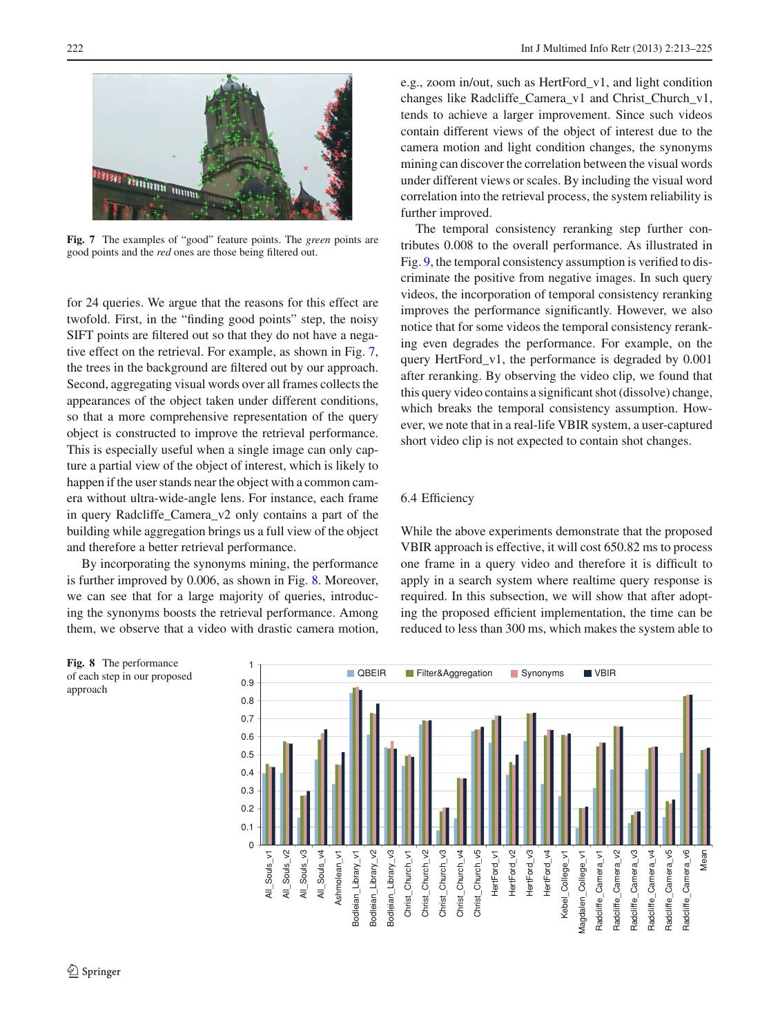Fig. 7 The examples of "good" feature points. The *green* points are good points and the *red* ones are those being filtered out.

for 24 queries. We argue that the reasons for this effect are twofold. First, in the "finding good points" step, the noisy SIFT points are filtered out so that they do not have a negative effect on the retrieval. For example, as shown in Fig. 7, the trees in the background are filtered out by our approach. Second, aggregating visual words over all frames collects the appearances of the object taken under different conditions, so that a more comprehensive representation of the query object is constructed to improve the retrieval performance. This is especially useful when a single image can only capture a partial view of the object of interest, which is likely to happen if the user stands near the object with a common camera without ultra-wide-angle lens. For instance, each frame in query Radcliffe_Camera_v2 only contains a part of the building while aggregation brings us a full view of the object and therefore a better retrieval performance.

By incorporating the synonyms mining, the performance is further improved by 0.006, as shown in Fig. 8. Moreover, we can see that for a large majority of queries, introducing the synonyms boosts the retrieval performance. Among them, we observe that a video with drastic camera motion, e.g., zoom in/out, such as HertFord_v1, and light condition changes like Radcliffe_Camera_v1 and Christ_Church_v1, tends to achieve a larger improvement. Since such videos contain different views of the object of interest due to the camera motion and light condition changes, the synonyms mining can discover the correlation between the visual words under different views or scales. By including the visual word correlation into the retrieval process, the system reliability is further improved.

The temporal consistency reranking step further contributes 0.008 to the overall performance. As illustrated in Fig. 9, the temporal consistency assumption is verified to discriminate the positive from negative images. In such query videos, the incorporation of temporal consistency reranking improves the performance significantly. However, we also notice that for some videos the temporal consistency reranking even degrades the performance. For example, on the query HertFord_v1, the performance is degraded by 0.001 after reranking. By observing the video clip, we found that this query video contains a significant shot (dissolve) change, which breaks the temporal consistency assumption. However, we note that in a real-life VBIR system, a user-captured short video clip is not expected to contain shot changes.

### 6.4 Efficiency

While the above experiments demonstrate that the proposed VBIR approach is effective, it will cost 650.82 ms to process one frame in a query video and therefore it is difficult to apply in a search system where realtime query response is required. In this subsection, we will show that after adopting the proposed efficient implementation, the time can be reduced to less than 300 ms, which makes the system able to

Fig. 8 The performance of each step in our proposed approach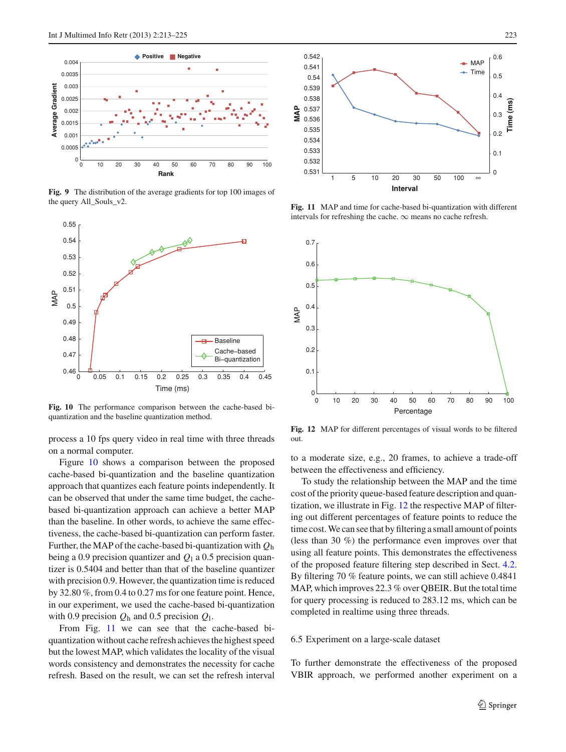Fig. 9 The distribution of the average gradients for top 100 images of the query All_Souls_v2.

Fig. 10 The performance comparison between the cache-based bi-quantization and the baseline quantization method.

process a 10 fps query video in real time with three threads on a normal computer.

Figure 10 shows a comparison between the proposed cache-based bi-quantization and the baseline quantization approach that quantizes each feature points independently. It can be observed that under the same time budget, the cache-based bi-quantization approach can achieve a better MAP than the baseline. In other words, to achieve the same effectiveness, the cache-based bi-quantization can perform faster. Further, the MAP of the cache-based bi-quantization with $Q_{\mathrm{h}}$ being a 0.9 precision quantizer and $Q_{\mathrm{l}}$ a 0.5 precision quantizer is 0.5404 and better than that of the baseline quantizer with precision 0.9. However, the quantization time is reduced by 32.80 %, from 0.4 to 0.27 ms for one feature point. Hence, in our experiment, we used the cache-based bi-quantization with 0.9 precision $Q_{\mathrm{h}}$ and 0.5 precision $Q_{\mathrm{l}}$.

From Fig. 11 we can see that the cache-based bi-quantization without cache refresh achieves the highest speed but the lowest MAP, which validates the locality of the visual words consistency and demonstrates the necessity for cache refresh. Based on the result, we can set the refresh interval to a moderate size, e.g., 20 frames, to achieve a trade-off between the effectiveness and efficiency.

Fig. 11 MAP and time for cache-based bi-quantization with different intervals for refreshing the cache. $\infty$ means no cache refresh.

Fig. 12 MAP for different percentages of visual words to be filtered out.

To study the relationship between the MAP and the time cost of the priority queue-based feature description and quantization, we illustrate in Fig. 12 the respective MAP of filtering out different percentages of feature points to reduce the time cost. We can see that by filtering a small amount of points (less than 30 %) the performance even improves over that using all feature points. This demonstrates the effectiveness of the proposed feature filtering step described in Sect. 4.2. By filtering 70 % feature points, we can still achieve 0.4841 MAP, which improves 22.3 % over QBEIR. But the total time for query processing is reduced to 283.12 ms, which can be completed in realtime using three threads.

### 6.5 Experiment on a large-scale dataset

To further demonstrate the effectiveness of the proposed VBIR approach, we performed another experiment on a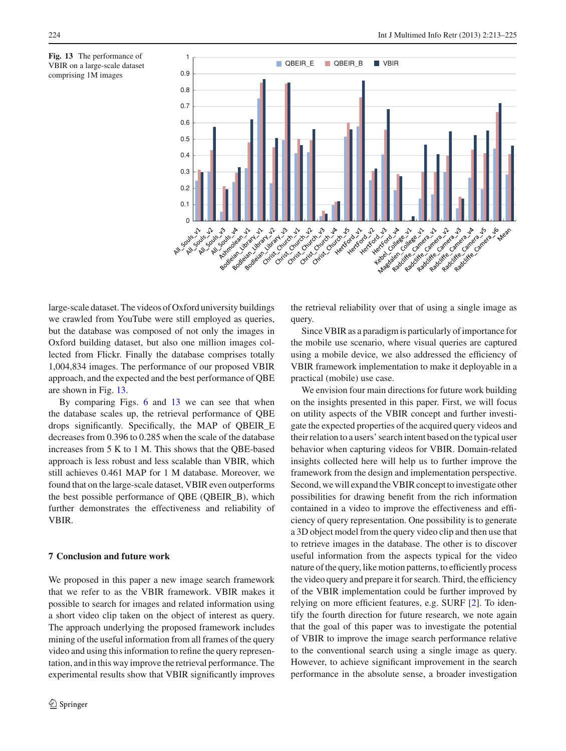**Fig. 13** The performance of VBIR on a large-scale dataset comprising 1M images

large-scale dataset. The videos of Oxford university buildings we crawled from YouTube were still employed as queries, but the database was composed of not only the images in Oxford building dataset, but also one million images collected from Flickr. Finally the database comprises totally 1,004,834 images. The performance of our proposed VBIR approach, and the expected and the best performance of QBE are shown in Fig. 13.

By comparing Figs. 6 and 13 we can see that when the database scales up, the retrieval performance of QBE drops significantly. Specifically, the MAP of QBEIR_E decreases from 0.396 to 0.285 when the scale of the database increases from 5 K to 1 M. This shows that the QBE-based approach is less robust and less scalable than VBIR, which still achieves 0.461 MAP for 1 M database. Moreover, we found that on the large-scale dataset, VBIR even outperforms the best possible performance of QBE (QBEIR_B), which further demonstrates the effectiveness and reliability of VBIR.

## 7 Conclusion and future work

We proposed in this paper a new image search framework that we refer to as the VBIR framework. VBIR makes it possible to search for images and related information using a short video clip taken on the object of interest as query. The approach underlying the proposed framework includes mining of the useful information from all frames of the query video and using this information to refine the query representation, and in this way improve the retrieval performance. The experimental results show that VBIR significantly improves the retrieval reliability over that of using a single image as query.

Since VBIR as a paradigm is particularly of importance for the mobile use scenario, where visual queries are captured using a mobile device, we also addressed the efficiency of VBIR framework implementation to make it deployable in a practical (mobile) use case.

We envision four main directions for future work building on the insights presented in this paper. First, we will focus on utility aspects of the VBIR concept and further investigate the expected properties of the acquired query videos and their relation to a users' search intent based on the typical user behavior when capturing videos for VBIR. Domain-related insights collected here will help us to further improve the framework from the design and implementation perspective. Second, we will expand the VBIR concept to investigate other possibilities for drawing benefit from the rich information contained in a video to improve the effectiveness and efficiency of query representation. One possibility is to generate a 3D object model from the query video clip and then use that to retrieve images in the database. The other is to discover useful information from the aspects typical for the video nature of the query, like motion patterns, to efficiently process the video query and prepare it for search. Third, the efficiency of the VBIR implementation could be further improved by relying on more efficient features, e.g. SURF [2]. To identify the fourth direction for future research, we note again that the goal of this paper was to investigate the potential of VBIR to improve the image search performance relative to the conventional search using a single image as query. However, to achieve significant improvement in the search performance in the absolute sense, a broader investigation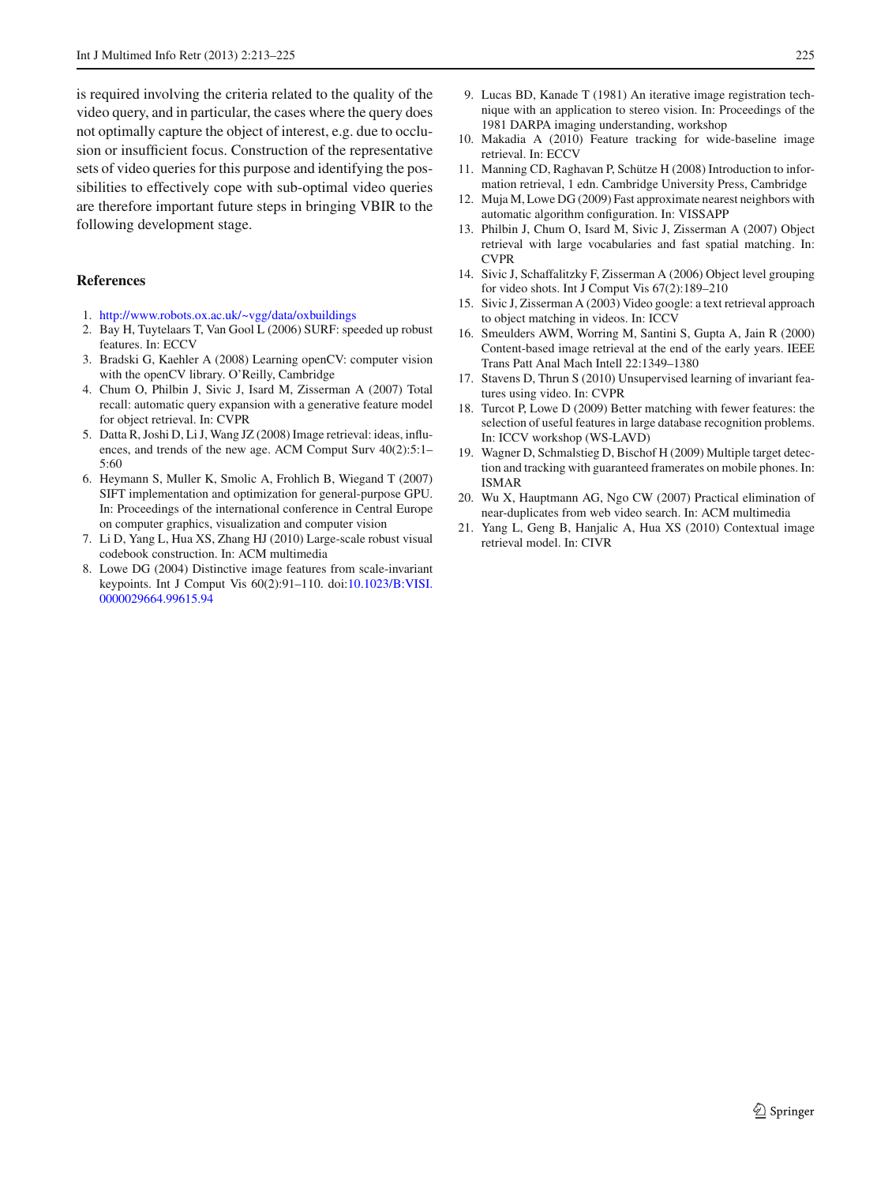is required involving the criteria related to the quality of the video query, and in particular, the cases where the query does not optimally capture the object of interest, e.g. due to occlusion or insufficient focus. Construction of the representative sets of video queries for this purpose and identifying the possibilities to effectively cope with sub-optimal video queries are therefore important future steps in bringing VBIR to the following development stage.

## References

1. http://www.robots.ox.ac.uk/~vgg/data/oxbuildings
2. Bay H, Tuytelaars T, Van Gool L (2006) SURF: speeded up robust features. In: ECCV
3. Bradski G, Kaehler A (2008) Learning openCV: computer vision with the openCV library. O'Reilly, Cambridge
4. Chum O, Philbin J, Sivic J, Isard M, Zisserman A (2007) Total recall: automatic query expansion with a generative feature model for object retrieval. In: CVPR
5. Datta R, Joshi D, Li J, Wang JZ (2008) Image retrieval: ideas, influences, and trends of the new age. ACM Comput Surv 40(2):5:1–5:60
6. Heymann S, Muller K, Smolic A, Frohlich B, Wiegand T (2007) SIFT implementation and optimization for general-purpose GPU. In: Proceedings of the international conference in Central Europe on computer graphics, visualization and computer vision
7. Li D, Yang L, Hua XS, Zhang HJ (2010) Large-scale robust visual codebook construction. In: ACM multimedia
8. Lowe DG (2004) Distinctive image features from scale-invariant keypoints. Int J Comput Vis 60(2):91–110. doi:10.1023/B:VISI.0000029664.99615.94
9. Lucas BD, Kanade T (1981) An iterative image registration technique with an application to stereo vision. In: Proceedings of the 1981 DARPA imaging understanding, workshop
10. Makadia A (2010) Feature tracking for wide-baseline image retrieval. In: ECCV
11. Manning CD, Raghavan P, Schütze H (2008) Introduction to information retrieval, 1 edn. Cambridge University Press, Cambridge
12. Muja M, Lowe DG (2009) Fast approximate nearest neighbors with automatic algorithm configuration. In: VISSAPP
13. Philbin J, Chum O, Isard M, Sivic J, Zisserman A (2007) Object retrieval with large vocabularies and fast spatial matching. In: CVPR
14. Sivic J, Schaffalitzky F, Zisserman A (2006) Object level grouping for video shots. Int J Comput Vis 67(2):189–210
15. Sivic J, Zisserman A (2003) Video google: a text retrieval approach to object matching in videos. In: ICCV
16. Smeulders AWM, Worring M, Santini S, Gupta A, Jain R (2000) Content-based image retrieval at the end of the early years. IEEE Trans Patt Anal Mach Intell 22:1349–1380
17. Stavens D, Thrun S (2010) Unsupervised learning of invariant features using video. In: CVPR
18. Turcot P, Lowe D (2009) Better matching with fewer features: the selection of useful features in large database recognition problems. In: ICCV workshop (WS-LAVD)
19. Wagner D, Schmalstieg D, Bischof H (2009) Multiple target detection and tracking with guaranteed framerates on mobile phones. In: ISMAR
20. Wu X, Hauptmann AG, Ngo CW (2007) Practical elimination of near-duplicates from web video search. In: ACM multimedia
21. Yang L, Geng B, Hanjalic A, Hua XS (2010) Contextual image retrieval model. In: CIVR